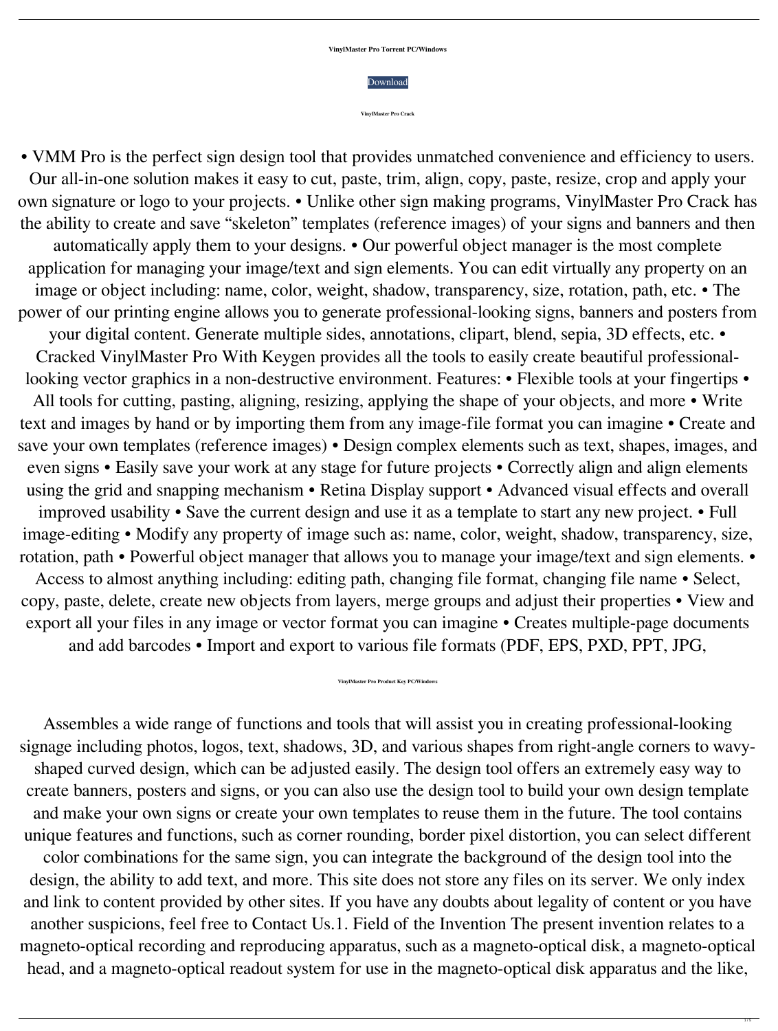**VinylMaster Pro Torrent PC/Windows**

Download

**VinylMaster Pro Crack**

• VMM Pro is the perfect sign design tool that provides unmatched convenience and efficiency to users. Our all-in-one solution makes it easy to cut, paste, trim, align, copy, paste, resize, crop and apply your own signature or logo to your projects. • Unlike other sign making programs, VinylMaster Pro Crack has the ability to create and save "skeleton" templates (reference images) of your signs and banners and then automatically apply them to your designs. • Our powerful object manager is the most complete application for managing your image/text and sign elements. You can edit virtually any property on an image or object including: name, color, weight, shadow, transparency, size, rotation, path, etc. • The power of our printing engine allows you to generate professional-looking signs, banners and posters from your digital content. Generate multiple sides, annotations, clipart, blend, sepia, 3D effects, etc. • Cracked VinylMaster Pro With Keygen provides all the tools to easily create beautiful professional-looking vector graphics in a non-destructive environment. Features: • Flexible tools at your fingertips • All tools for cutting, pasting, aligning, resizing, applying the shape of your objects, and more • Write text and images by hand or by importing them from any image-file format you can imagine • Create and save your own templates (reference images) • Design complex elements such as text, shapes, images, and even signs • Easily save your work at any stage for future projects • Correctly align and align elements using the grid and snapping mechanism • Retina Display support • Advanced visual effects and overall improved usability • Save the current design and use it as a template to start any new project. • Full image-editing • Modify any property of image such as: name, color, weight, shadow, transparency, size, rotation, path • Powerful object manager that allows you to manage your image/text and sign elements. • Access to almost anything including: editing path, changing file format, changing file name • Select, copy, paste, delete, create new objects from layers, merge groups and adjust their properties • View and export all your files in any image or vector format you can imagine • Creates multiple-page documents and add barcodes • Import and export to various file formats (PDF, EPS, PXD, PPT, JPG,

**VinylMaster Pro Product Key PC/Windows**

Assembles a wide range of functions and tools that will assist you in creating professional-looking signage including photos, logos, text, shadows, 3D, and various shapes from right-angle corners to wavy-shaped curved design, which can be adjusted easily. The design tool offers an extremely easy way to create banners, posters and signs, or you can also use the design tool to build your own design template and make your own signs or create your own templates to reuse them in the future. The tool contains unique features and functions, such as corner rounding, border pixel distortion, you can select different color combinations for the same sign, you can integrate the background of the design tool into the design, the ability to add text, and more. This site does not store any files on its server. We only index and link to content provided by other sites. If you have any doubts about legality of content or you have another suspicions, feel free to Contact Us.1. Field of the Invention The present invention relates to a magneto-optical recording and reproducing apparatus, such as a magneto-optical disk, a magneto-optical head, and a magneto-optical readout system for use in the magneto-optical disk apparatus and the like,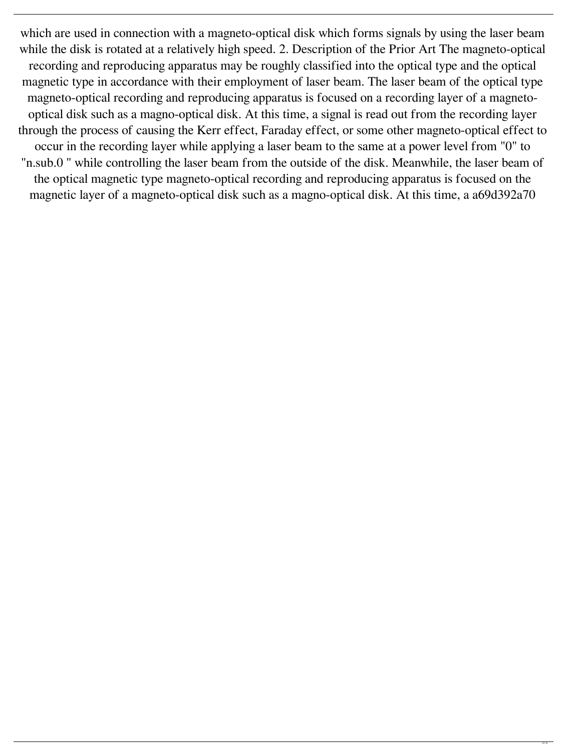which are used in connection with a magneto-optical disk which forms signals by using the laser beam while the disk is rotated at a relatively high speed. 2. Description of the Prior Art The magneto-optical recording and reproducing apparatus may be roughly classified into the optical type and the optical magnetic type in accordance with their employment of laser beam. The laser beam of the optical type magneto-optical recording and reproducing apparatus is focused on a recording layer of a magneto-optical disk such as a magno-optical disk. At this time, a signal is read out from the recording layer through the process of causing the Kerr effect, Faraday effect, or some other magneto-optical effect to occur in the recording layer while applying a laser beam to the same at a power level from "0" to "n.sub.0 " while controlling the laser beam from the outside of the disk. Meanwhile, the laser beam of the optical magnetic type magneto-optical recording and reproducing apparatus is focused on the magnetic layer of a magneto-optical disk such as a magno-optical disk. At this time, a a69d392a70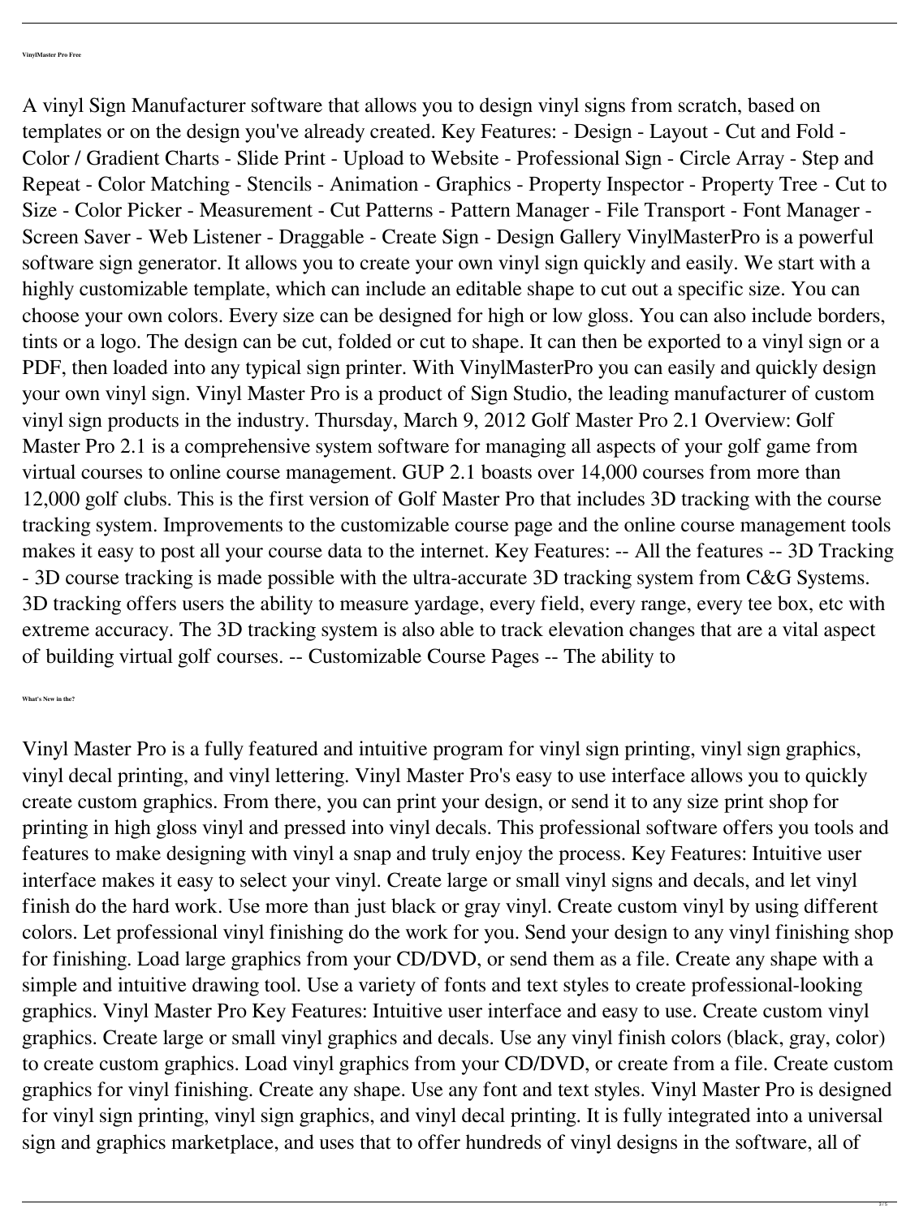**VinylMaster Pro Free**

A vinyl Sign Manufacturer software that allows you to design vinyl signs from scratch, based on templates or on the design you've already created. Key Features: - Design - Layout - Cut and Fold - Color / Gradient Charts - Slide Print - Upload to Website - Professional Sign - Circle Array - Step and Repeat - Color Matching - Stencils - Animation - Graphics - Property Inspector - Property Tree - Cut to Size - Color Picker - Measurement - Cut Patterns - Pattern Manager - File Transport - Font Manager - Screen Saver - Web Listener - Draggable - Create Sign - Design Gallery VinylMasterPro is a powerful software sign generator. It allows you to create your own vinyl sign quickly and easily. We start with a highly customizable template, which can include an editable shape to cut out a specific size. You can choose your own colors. Every size can be designed for high or low gloss. You can also include borders, tints or a logo. The design can be cut, folded or cut to shape. It can then be exported to a vinyl sign or a PDF, then loaded into any typical sign printer. With VinylMasterPro you can easily and quickly design your own vinyl sign. Vinyl Master Pro is a product of Sign Studio, the leading manufacturer of custom vinyl sign products in the industry. Thursday, March 9, 2012 Golf Master Pro 2.1 Overview: Golf Master Pro 2.1 is a comprehensive system software for managing all aspects of your golf game from virtual courses to online course management. GUP 2.1 boasts over 14,000 courses from more than 12,000 golf clubs. This is the first version of Golf Master Pro that includes 3D tracking with the course tracking system. Improvements to the customizable course page and the online course management tools makes it easy to post all your course data to the internet. Key Features: -- All the features -- 3D Tracking - 3D course tracking is made possible with the ultra-accurate 3D tracking system from C&G Systems. 3D tracking offers users the ability to measure yardage, every field, every range, every tee box, etc with extreme accuracy. The 3D tracking system is also able to track elevation changes that are a vital aspect of building virtual golf courses. -- Customizable Course Pages -- The ability to

**What's New in the?**

Vinyl Master Pro is a fully featured and intuitive program for vinyl sign printing, vinyl sign graphics, vinyl decal printing, and vinyl lettering. Vinyl Master Pro's easy to use interface allows you to quickly create custom graphics. From there, you can print your design, or send it to any size print shop for printing in high gloss vinyl and pressed into vinyl decals. This professional software offers you tools and features to make designing with vinyl a snap and truly enjoy the process. Key Features: Intuitive user interface makes it easy to select your vinyl. Create large or small vinyl signs and decals, and let vinyl finish do the hard work. Use more than just black or gray vinyl. Create custom vinyl by using different colors. Let professional vinyl finishing do the work for you. Send your design to any vinyl finishing shop for finishing. Load large graphics from your CD/DVD, or send them as a file. Create any shape with a simple and intuitive drawing tool. Use a variety of fonts and text styles to create professional-looking graphics. Vinyl Master Pro Key Features: Intuitive user interface and easy to use. Create custom vinyl graphics. Create large or small vinyl graphics and decals. Use any vinyl finish colors (black, gray, color) to create custom graphics. Load vinyl graphics from your CD/DVD, or create from a file. Create custom graphics for vinyl finishing. Create any shape. Use any font and text styles. Vinyl Master Pro is designed for vinyl sign printing, vinyl sign graphics, and vinyl decal printing. It is fully integrated into a universal sign and graphics marketplace, and uses that to offer hundreds of vinyl designs in the software, all of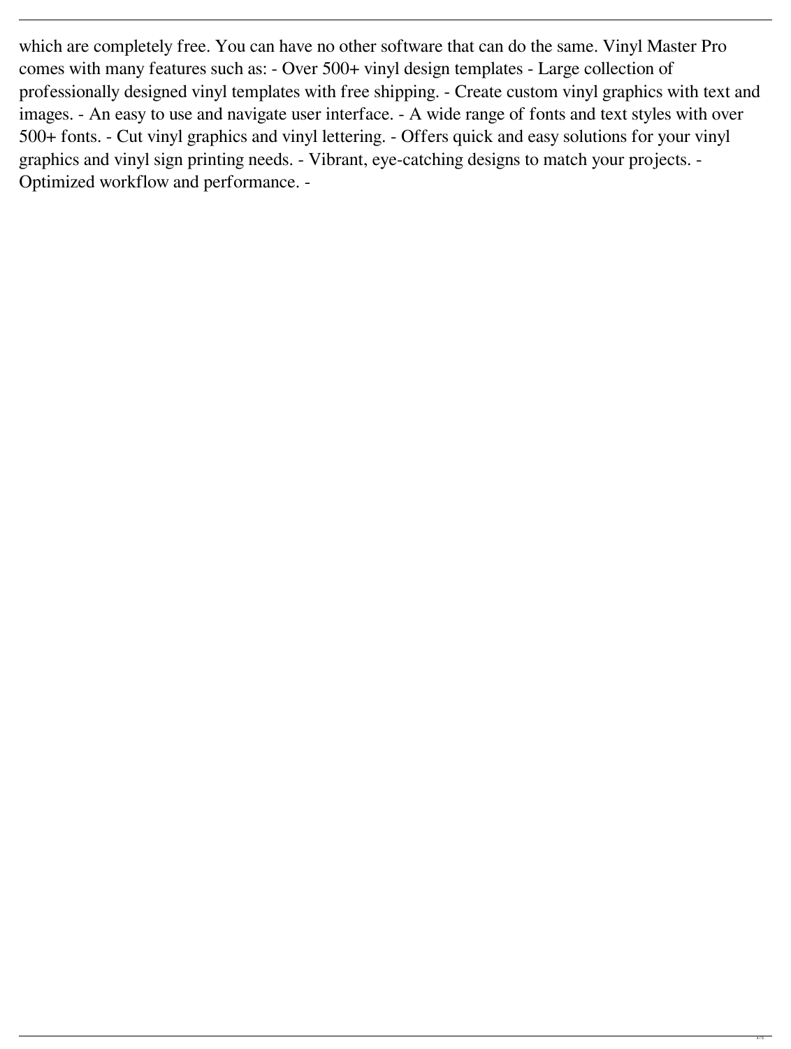which are completely free. You can have no other software that can do the same. Vinyl Master Pro comes with many features such as: - Over 500+ vinyl design templates - Large collection of professionally designed vinyl templates with free shipping. - Create custom vinyl graphics with text and images. - An easy to use and navigate user interface. - A wide range of fonts and text styles with over 500+ fonts. - Cut vinyl graphics and vinyl lettering. - Offers quick and easy solutions for your vinyl graphics and vinyl sign printing needs. - Vibrant, eye-catching designs to match your projects. - Optimized workflow and performance. -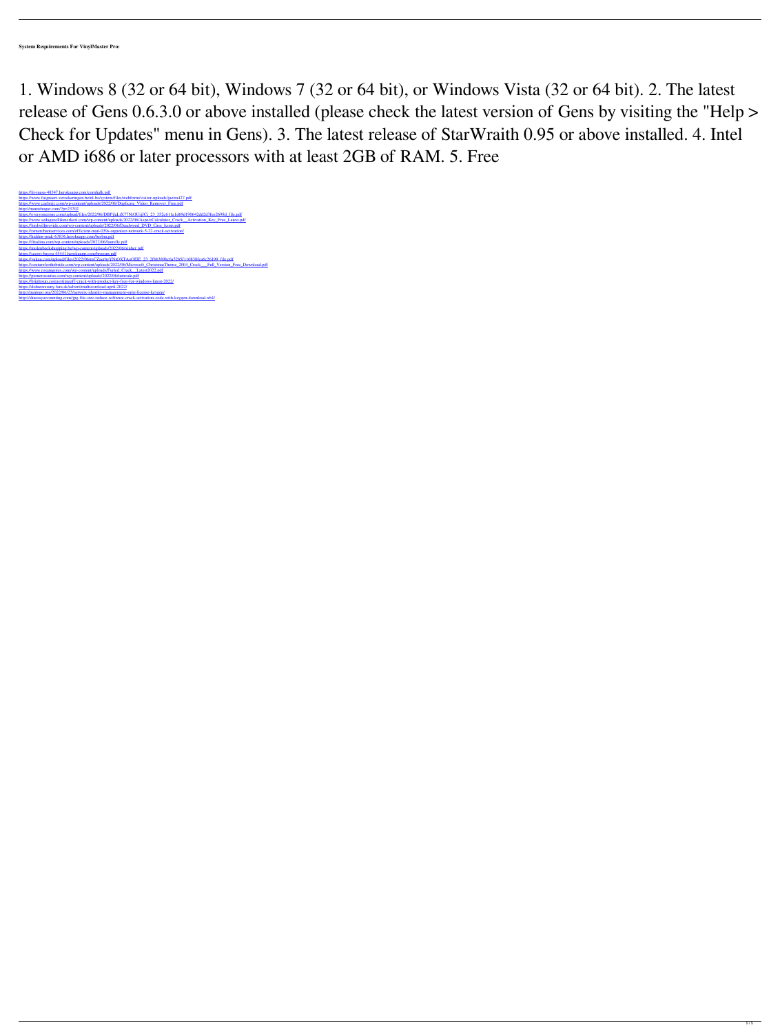**System Requirements For VinylMaster Pro:**

1. Windows 8 (32 or 64 bit), Windows 7 (32 or 64 bit), or Windows Vista (32 or 64 bit). 2. The latest release of Gens 0.6.3.0 or above installed (please check the latest version of Gens by visiting the "Help > Check for Updates" menu in Gens). 3. The latest release of StarWraith 0.95 or above installed. 4. Intel or AMD i686 or later processors with at least 2GB of RAM. 5. Free

https://lit-mesa-48547.herokuapp.com/cornhulk.pdf
https://www.faigmaert-verzekeringen.be/nl-be/system/files/webform/visitor-uploads/jaetra427.pdf
https://www.cszmiic.com/wp-content/uploads/2022/06/Duplicate_Video_Remover_Free.pdf
http://mmmscbogar.com/?p=27702
https://everyonezone.com/upload/files/2022/06/DBPJaLiX77NtOUjjlCj_23_352eb11a1d69d190642dd2d3fee2698d_file.pdf
https://www.sedaguzellikmerkezi.com/wp-content/uploads/2022/06/AspectCalculator_Crack__Activation_Key_Free_Latest.pdf
https://lordwillprovide.com/wp-content/uploads/2022/06/Deadwood_DVD_Case_Icons.pdf
https://osmerchantservices.com/efficient-man-039s-organizer-network-5-22-crack-activation/
https://hidden-peak-63836.herokuapp.com/berbra.pdf
https://finadeu.com/wp-content/uploads/2022/06/lauretly.pdf
https://molenbeekshopping.be/wp-content/uploads/2022/06/sinbar.pdf
https://secure-bayou-45441.herokuapp.com/broeam.pdf
https://vukau.com/upload/files/2022/06/mCZuerbvYNiOXTAsOFJE_23_2f6b3f69eba52b5f1108386ea6c26109_file.pdf
https://couturefortheride.com/wp-content/uploads/2022/06/Microsoft_ChristmasTheme_2004_Crack___Full_Version_Free_Download.pdf
https://www.rosatugores.com/wp-content/uploads/Furled_Crack__Latest2022.pdf
https://pioneerssuites.com/wp-content/uploads/2022/06/tamvale.pdf
https://brightsun.co/easytimeoff-crack-with-product-key-free-for-windows-latest-2022/
https://dolneoresany.fara.sk/advert/multiconeload-april-2022/
http://pantogo.org/2022/06/23/netwrix-identity-management-suite-license-keygen/
http://shaeasyaccounting.com/gsa-file-size-reduce-software-crack-activation-code-with-keygen-download-x64/